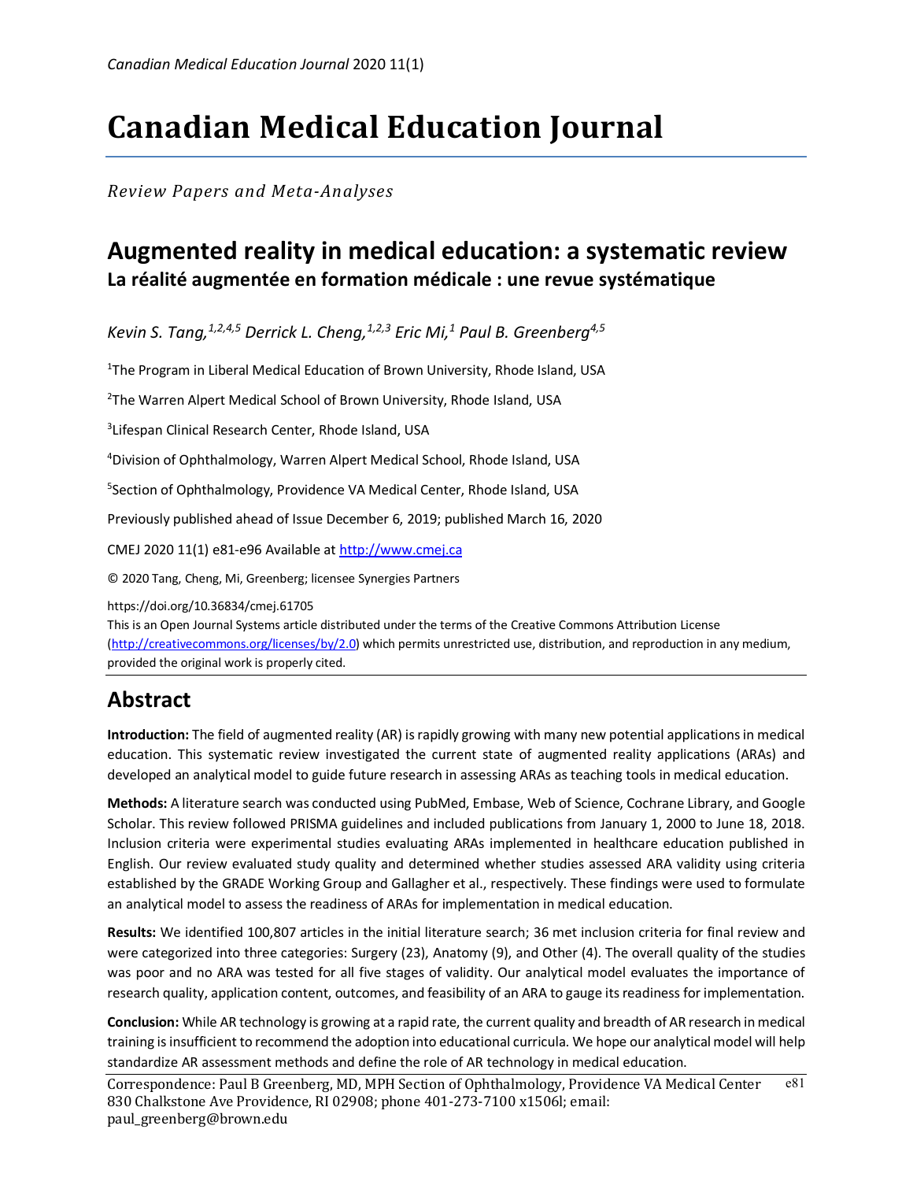# Canadian Medical Education Journal

*Review Papers and Meta-Analyses*

## Augmented reality in medical education: a systematic review
**La réalité augmentée en formation médicale : une revue systématique**

*Kevin S. Tang,[1,2,4,5] Derrick L. Cheng,[1,2,3] Eric Mi,[1] Paul B. Greenberg[4,5]*

[1]The Program in Liberal Medical Education of Brown University, Rhode Island, USA

[2]The Warren Alpert Medical School of Brown University, Rhode Island, USA

[3]Lifespan Clinical Research Center, Rhode Island, USA

[4]Division of Ophthalmology, Warren Alpert Medical School, Rhode Island, USA

[5]Section of Ophthalmology, Providence VA Medical Center, Rhode Island, USA

Previously published ahead of Issue December 6, 2019; published March 16, 2020

CMEJ 2020 11(1) e81-e96 Available at http://www.cmej.ca

© 2020 Tang, Cheng, Mi, Greenberg; licensee Synergies Partners

https://doi.org/10.36834/cmej.61705

This is an Open Journal Systems article distributed under the terms of the Creative Commons Attribution License (http://creativecommons.org/licenses/by/2.0) which permits unrestricted use, distribution, and reproduction in any medium, provided the original work is properly cited.

## Abstract

**Introduction:** The field of augmented reality (AR) is rapidly growing with many new potential applications in medical education. This systematic review investigated the current state of augmented reality applications (ARAs) and developed an analytical model to guide future research in assessing ARAs as teaching tools in medical education.

**Methods:** A literature search was conducted using PubMed, Embase, Web of Science, Cochrane Library, and Google Scholar. This review followed PRISMA guidelines and included publications from January 1, 2000 to June 18, 2018. Inclusion criteria were experimental studies evaluating ARAs implemented in healthcare education published in English. Our review evaluated study quality and determined whether studies assessed ARA validity using criteria established by the GRADE Working Group and Gallagher et al., respectively. These findings were used to formulate an analytical model to assess the readiness of ARAs for implementation in medical education.

**Results:** We identified 100,807 articles in the initial literature search; 36 met inclusion criteria for final review and were categorized into three categories: Surgery (23), Anatomy (9), and Other (4). The overall quality of the studies was poor and no ARA was tested for all five stages of validity. Our analytical model evaluates the importance of research quality, application content, outcomes, and feasibility of an ARA to gauge its readiness for implementation.

**Conclusion:** While AR technology is growing at a rapid rate, the current quality and breadth of AR research in medical training is insufficient to recommend the adoption into educational curricula. We hope our analytical model will help standardize AR assessment methods and define the role of AR technology in medical education.

Correspondence: Paul B Greenberg, MD, MPH Section of Ophthalmology, Providence VA Medical Center 830 Chalkstone Ave Providence, RI 02908; phone 401-273-7100 x1506l; email: paul_greenberg@brown.edu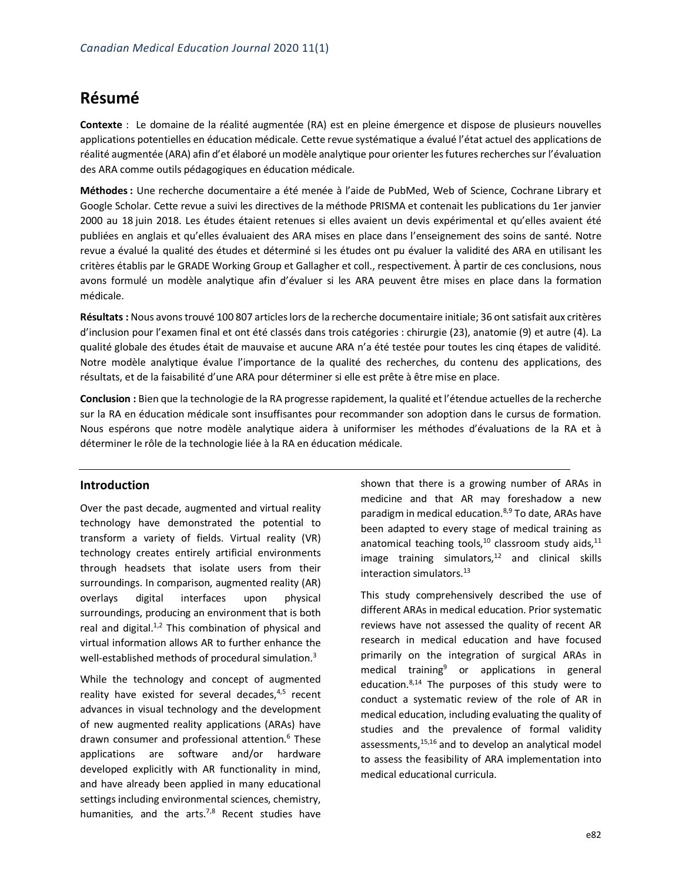## Résumé

**Contexte** : Le domaine de la réalité augmentée (RA) est en pleine émergence et dispose de plusieurs nouvelles applications potentielles en éducation médicale. Cette revue systématique a évalué l'état actuel des applications de réalité augmentée (ARA) afin d'et élaboré un modèle analytique pour orienter les futures recherches sur l'évaluation des ARA comme outils pédagogiques en éducation médicale.

**Méthodes :** Une recherche documentaire a été menée à l'aide de PubMed, Web of Science, Cochrane Library et Google Scholar. Cette revue a suivi les directives de la méthode PRISMA et contenait les publications du 1er janvier 2000 au 18 juin 2018. Les études étaient retenues si elles avaient un devis expérimental et qu'elles avaient été publiées en anglais et qu'elles évaluaient des ARA mises en place dans l'enseignement des soins de santé. Notre revue a évalué la qualité des études et déterminé si les études ont pu évaluer la validité des ARA en utilisant les critères établis par le GRADE Working Group et Gallagher et coll., respectivement. À partir de ces conclusions, nous avons formulé un modèle analytique afin d'évaluer si les ARA peuvent être mises en place dans la formation médicale.

**Résultats :** Nous avons trouvé 100 807 articles lors de la recherche documentaire initiale; 36 ont satisfait aux critères d'inclusion pour l'examen final et ont été classés dans trois catégories : chirurgie (23), anatomie (9) et autre (4). La qualité globale des études était de mauvaise et aucune ARA n'a été testée pour toutes les cinq étapes de validité. Notre modèle analytique évalue l'importance de la qualité des recherches, du contenu des applications, des résultats, et de la faisabilité d'une ARA pour déterminer si elle est prête à être mise en place.

**Conclusion :** Bien que la technologie de la RA progresse rapidement, la qualité et l'étendue actuelles de la recherche sur la RA en éducation médicale sont insuffisantes pour recommander son adoption dans le cursus de formation. Nous espérons que notre modèle analytique aidera à uniformiser les méthodes d'évaluations de la RA et à déterminer le rôle de la technologie liée à la RA en éducation médicale.

## Introduction

Over the past decade, augmented and virtual reality technology have demonstrated the potential to transform a variety of fields. Virtual reality (VR) technology creates entirely artificial environments through headsets that isolate users from their surroundings. In comparison, augmented reality (AR) overlays digital interfaces upon physical surroundings, producing an environment that is both real and digital.[1,2] This combination of physical and virtual information allows AR to further enhance the well-established methods of procedural simulation.[3]

While the technology and concept of augmented reality have existed for several decades,[4,5] recent advances in visual technology and the development of new augmented reality applications (ARAs) have drawn consumer and professional attention.[6] These applications are software and/or hardware developed explicitly with AR functionality in mind, and have already been applied in many educational settings including environmental sciences, chemistry, humanities, and the arts.[7,8] Recent studies have shown that there is a growing number of ARAs in medicine and that AR may foreshadow a new paradigm in medical education.[8,9] To date, ARAs have been adapted to every stage of medical training as anatomical teaching tools,[10] classroom study aids,[11] image training simulators,[12] and clinical skills interaction simulators.[13]

This study comprehensively described the use of different ARAs in medical education. Prior systematic reviews have not assessed the quality of recent AR research in medical education and have focused primarily on the integration of surgical ARAs in medical training[9] or applications in general education.[8,14] The purposes of this study were to conduct a systematic review of the role of AR in medical education, including evaluating the quality of studies and the prevalence of formal validity assessments,[15,16] and to develop an analytical model to assess the feasibility of ARA implementation into medical educational curricula.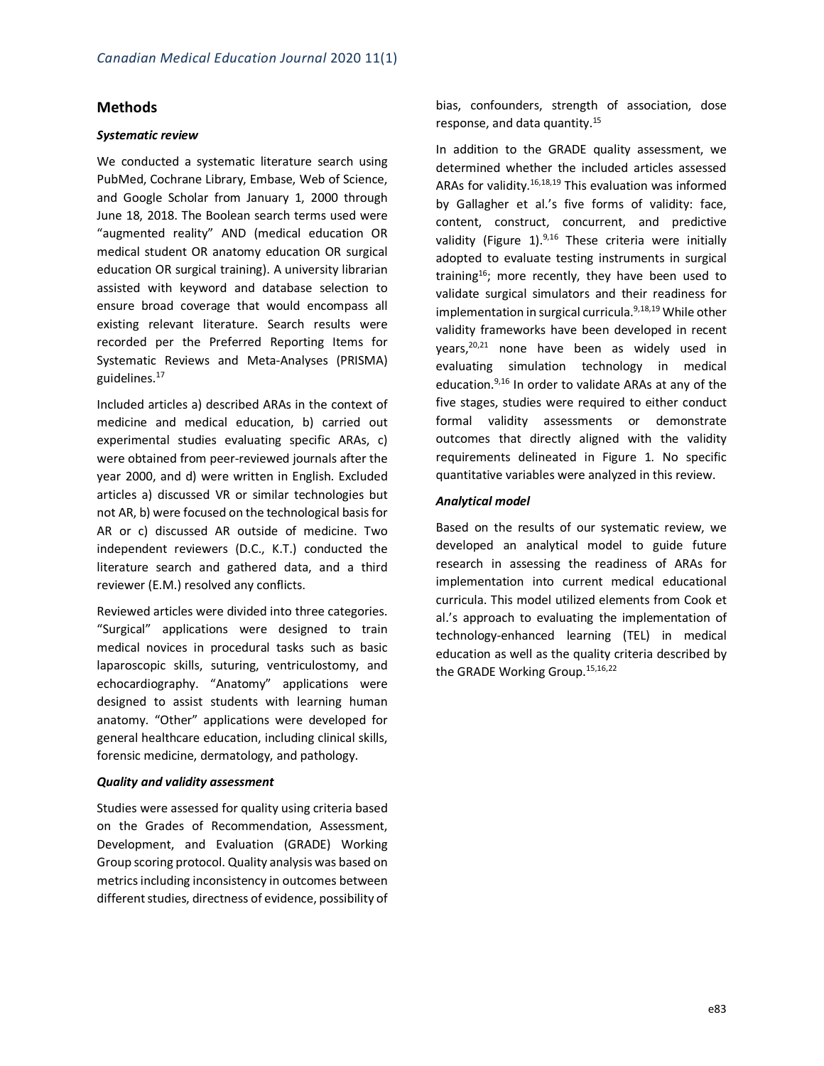## Methods

### *Systematic review*

We conducted a systematic literature search using PubMed, Cochrane Library, Embase, Web of Science, and Google Scholar from January 1, 2000 through June 18, 2018. The Boolean search terms used were "augmented reality" AND (medical education OR medical student OR anatomy education OR surgical education OR surgical training). A university librarian assisted with keyword and database selection to ensure broad coverage that would encompass all existing relevant literature. Search results were recorded per the Preferred Reporting Items for Systematic Reviews and Meta-Analyses (PRISMA) guidelines.[17]

Included articles a) described ARAs in the context of medicine and medical education, b) carried out experimental studies evaluating specific ARAs, c) were obtained from peer-reviewed journals after the year 2000, and d) were written in English. Excluded articles a) discussed VR or similar technologies but not AR, b) were focused on the technological basis for AR or c) discussed AR outside of medicine. Two independent reviewers (D.C., K.T.) conducted the literature search and gathered data, and a third reviewer (E.M.) resolved any conflicts.

Reviewed articles were divided into three categories. "Surgical" applications were designed to train medical novices in procedural tasks such as basic laparoscopic skills, suturing, ventriculostomy, and echocardiography. "Anatomy" applications were designed to assist students with learning human anatomy. "Other" applications were developed for general healthcare education, including clinical skills, forensic medicine, dermatology, and pathology.

### *Quality and validity assessment*

Studies were assessed for quality using criteria based on the Grades of Recommendation, Assessment, Development, and Evaluation (GRADE) Working Group scoring protocol. Quality analysis was based on metrics including inconsistency in outcomes between different studies, directness of evidence, possibility of bias, confounders, strength of association, dose response, and data quantity.[15]

In addition to the GRADE quality assessment, we determined whether the included articles assessed ARAs for validity.[16,18,19] This evaluation was informed by Gallagher et al.'s five forms of validity: face, content, construct, concurrent, and predictive validity (Figure 1).[9,16] These criteria were initially adopted to evaluate testing instruments in surgical training[16]; more recently, they have been used to validate surgical simulators and their readiness for implementation in surgical curricula.[9,18,19] While other validity frameworks have been developed in recent years,[20,21] none have been as widely used in evaluating simulation technology in medical education.[9,16] In order to validate ARAs at any of the five stages, studies were required to either conduct formal validity assessments or demonstrate outcomes that directly aligned with the validity requirements delineated in Figure 1. No specific quantitative variables were analyzed in this review.

### *Analytical model*

Based on the results of our systematic review, we developed an analytical model to guide future research in assessing the readiness of ARAs for implementation into current medical educational curricula. This model utilized elements from Cook et al.'s approach to evaluating the implementation of technology-enhanced learning (TEL) in medical education as well as the quality criteria described by the GRADE Working Group.[15,16,22]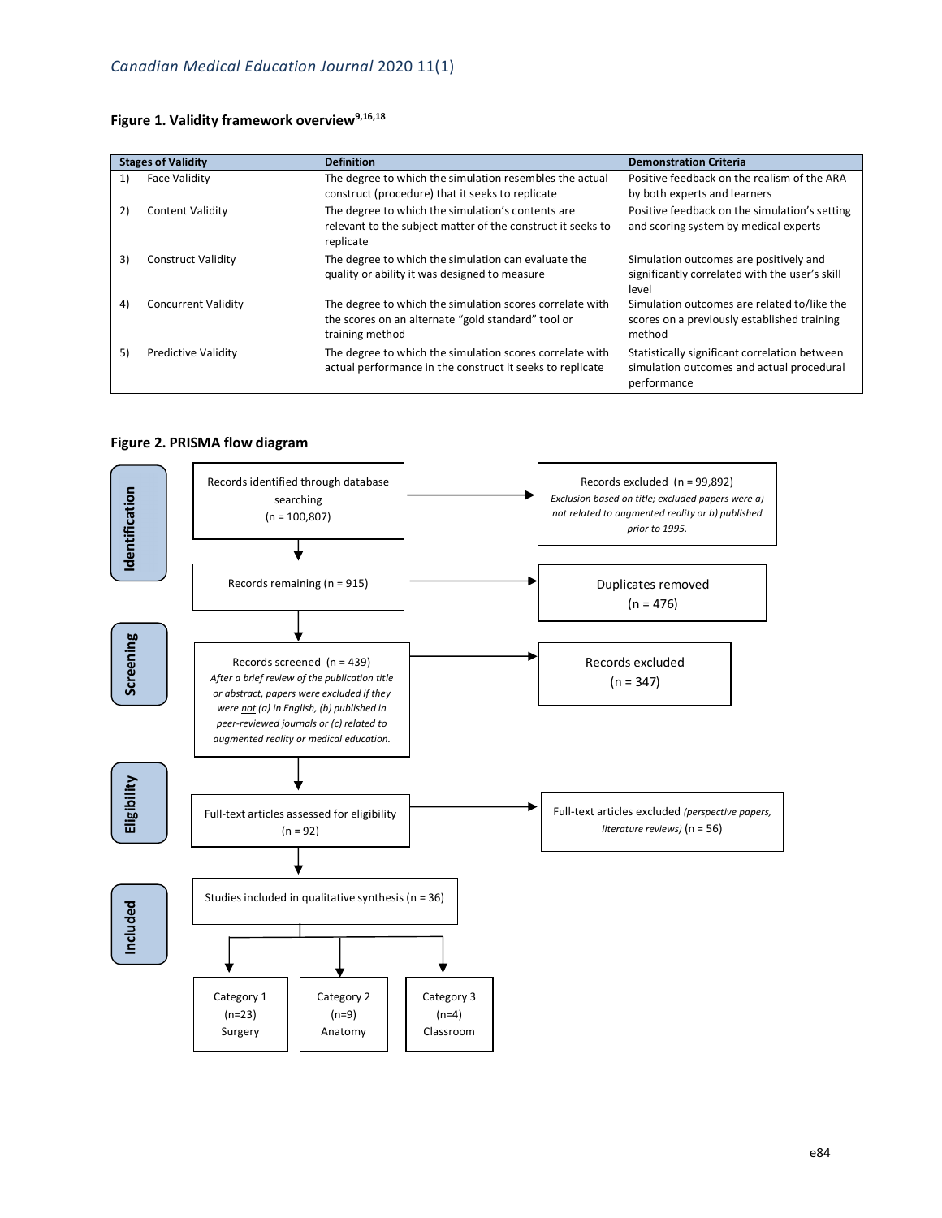**Figure 1. Validity framework overview[9,16,18]**

| Stages of Validity | Definition | Demonstration Criteria |
|---|---|---|
| 1) Face Validity | The degree to which the simulation resembles the actual construct (procedure) that it seeks to replicate | Positive feedback on the realism of the ARA by both experts and learners |
| 2) Content Validity | The degree to which the simulation's contents are relevant to the subject matter of the construct it seeks to replicate | Positive feedback on the simulation's setting and scoring system by medical experts |
| 3) Construct Validity | The degree to which the simulation can evaluate the quality or ability it was designed to measure | Simulation outcomes are positively and significantly correlated with the user's skill level |
| 4) Concurrent Validity | The degree to which the simulation scores correlate with the scores on an alternate "gold standard" tool or training method | Simulation outcomes are related to/like the scores on a previously established training method |
| 5) Predictive Validity | The degree to which the simulation scores correlate with actual performance in the construct it seeks to replicate | Statistically significant correlation between simulation outcomes and actual procedural performance |

**Figure 2. PRISMA flow diagram**

**Identification**

- Records identified through database searching (n = 100,807)
  - → Records excluded (n = 99,892) *Exclusion based on title; excluded papers were a) not related to augmented reality or b) published prior to 1995.*
- Records remaining (n = 915)
  - → Duplicates removed (n = 476)

**Screening**

- Records screened (n = 439) *After a brief review of the publication title or abstract, papers were excluded if they were not (a) in English, (b) published in peer-reviewed journals or (c) related to augmented reality or medical education.*
  - → Records excluded (n = 347)

**Eligibility**

- Full-text articles assessed for eligibility (n = 92)
  - → Full-text articles excluded *(perspective papers, literature reviews)* (n = 56)

**Included**

- Studies included in qualitative synthesis (n = 36)
  - Category 1 (n=23) Surgery
  - Category 2 (n=9) Anatomy
  - Category 3 (n=4) Classroom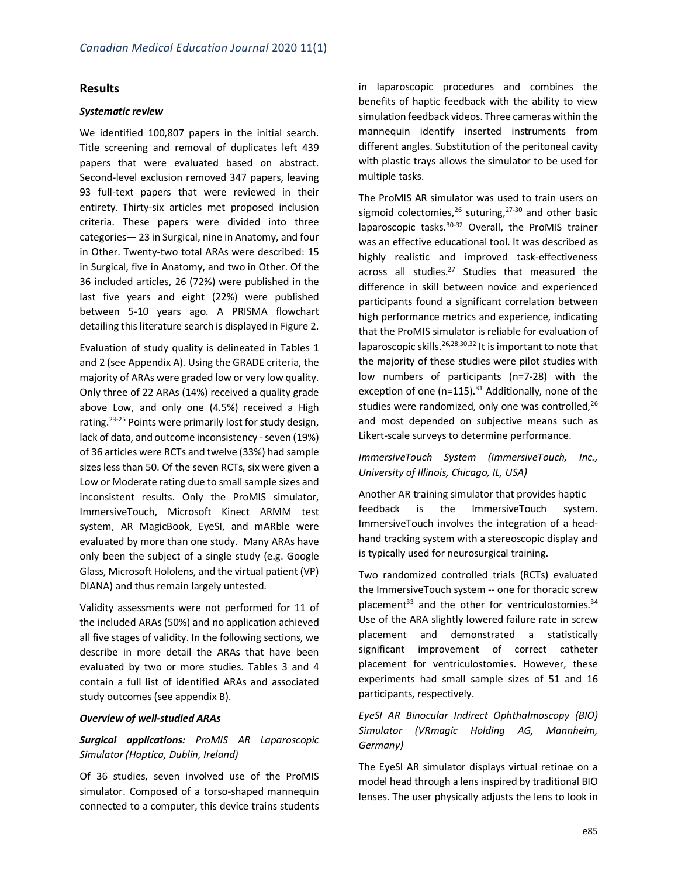## Results

### *Systematic review*

We identified 100,807 papers in the initial search. Title screening and removal of duplicates left 439 papers that were evaluated based on abstract. Second-level exclusion removed 347 papers, leaving 93 full-text papers that were reviewed in their entirety. Thirty-six articles met proposed inclusion criteria. These papers were divided into three categories— 23 in Surgical, nine in Anatomy, and four in Other. Twenty-two total ARAs were described: 15 in Surgical, five in Anatomy, and two in Other. Of the 36 included articles, 26 (72%) were published in the last five years and eight (22%) were published between 5-10 years ago. A PRISMA flowchart detailing this literature search is displayed in Figure 2.

Evaluation of study quality is delineated in Tables 1 and 2 (see Appendix A). Using the GRADE criteria, the majority of ARAs were graded low or very low quality. Only three of 22 ARAs (14%) received a quality grade above Low, and only one (4.5%) received a High rating.[23-25] Points were primarily lost for study design, lack of data, and outcome inconsistency - seven (19%) of 36 articles were RCTs and twelve (33%) had sample sizes less than 50. Of the seven RCTs, six were given a Low or Moderate rating due to small sample sizes and inconsistent results. Only the ProMIS simulator, ImmersiveTouch, Microsoft Kinect ARMM test system, AR MagicBook, EyeSI, and mARble were evaluated by more than one study. Many ARAs have only been the subject of a single study (e.g. Google Glass, Microsoft Hololens, and the virtual patient (VP) DIANA) and thus remain largely untested.

Validity assessments were not performed for 11 of the included ARAs (50%) and no application achieved all five stages of validity. In the following sections, we describe in more detail the ARAs that have been evaluated by two or more studies. Tables 3 and 4 contain a full list of identified ARAs and associated study outcomes (see appendix B).

### *Overview of well-studied ARAs*

***Surgical applications:*** *ProMIS AR Laparoscopic Simulator (Haptica, Dublin, Ireland)*

Of 36 studies, seven involved use of the ProMIS simulator. Composed of a torso-shaped mannequin connected to a computer, this device trains students in laparoscopic procedures and combines the benefits of haptic feedback with the ability to view simulation feedback videos. Three cameras within the mannequin identify inserted instruments from different angles. Substitution of the peritoneal cavity with plastic trays allows the simulator to be used for multiple tasks.

The ProMIS AR simulator was used to train users on sigmoid colectomies,[26] suturing,[27-30] and other basic laparoscopic tasks.[30-32] Overall, the ProMIS trainer was an effective educational tool. It was described as highly realistic and improved task-effectiveness across all studies.[27] Studies that measured the difference in skill between novice and experienced participants found a significant correlation between high performance metrics and experience, indicating that the ProMIS simulator is reliable for evaluation of laparoscopic skills.[26,28,30,32] It is important to note that the majority of these studies were pilot studies with low numbers of participants (n=7-28) with the exception of one (n=115).[31] Additionally, none of the studies were randomized, only one was controlled,[26] and most depended on subjective means such as Likert-scale surveys to determine performance.

*ImmersiveTouch System (ImmersiveTouch, Inc., University of Illinois, Chicago, IL, USA)*

Another AR training simulator that provides haptic feedback is the ImmersiveTouch system. ImmersiveTouch involves the integration of a head-hand tracking system with a stereoscopic display and is typically used for neurosurgical training.

Two randomized controlled trials (RCTs) evaluated the ImmersiveTouch system -- one for thoracic screw placement[33] and the other for ventriculostomies.[34] Use of the ARA slightly lowered failure rate in screw placement and demonstrated a statistically significant improvement of correct catheter placement for ventriculostomies. However, these experiments had small sample sizes of 51 and 16 participants, respectively.

*EyeSI AR Binocular Indirect Ophthalmoscopy (BIO) Simulator (VRmagic Holding AG, Mannheim, Germany)*

The EyeSI AR simulator displays virtual retinae on a model head through a lens inspired by traditional BIO lenses. The user physically adjusts the lens to look in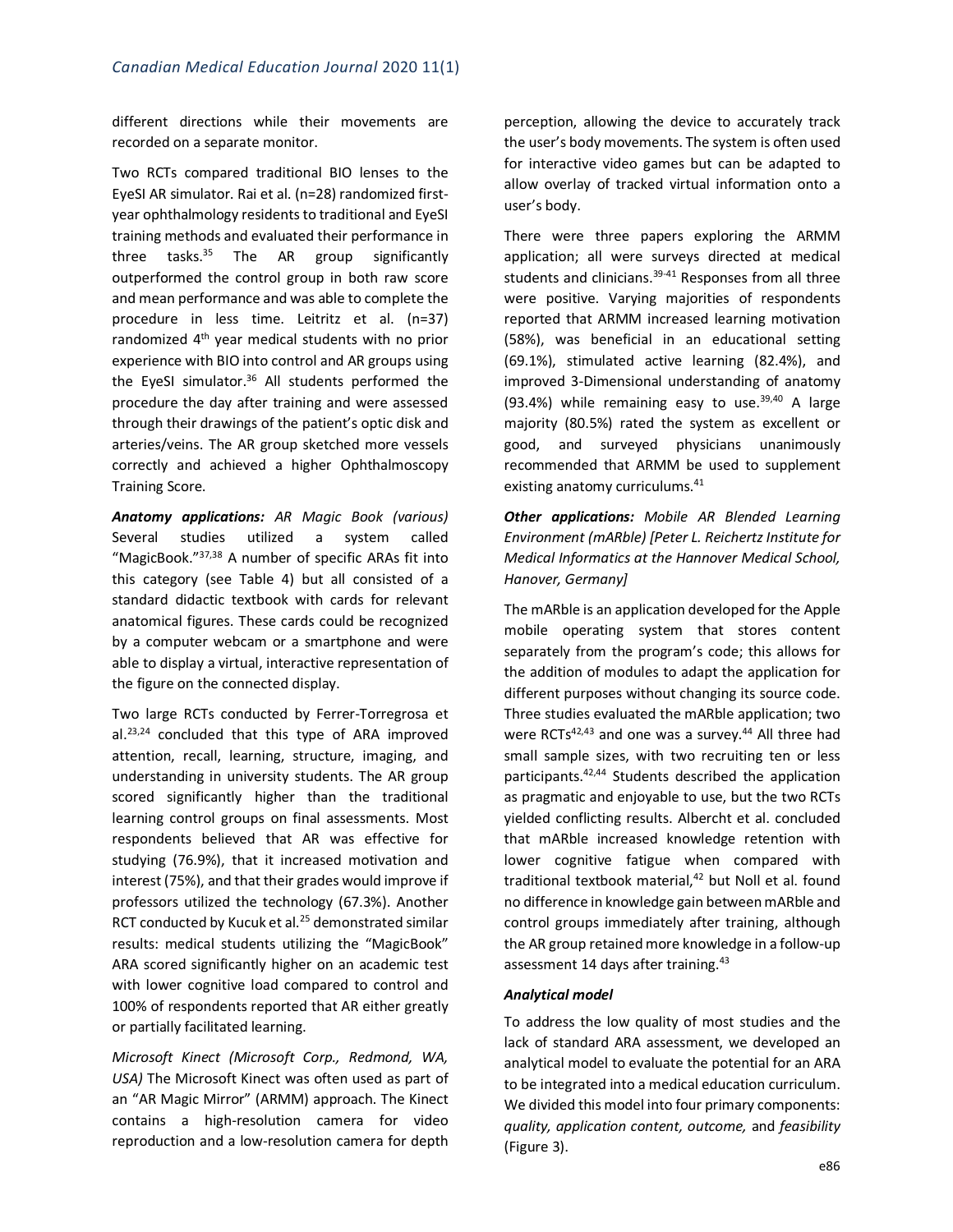different directions while their movements are recorded on a separate monitor.

Two RCTs compared traditional BIO lenses to the EyeSI AR simulator. Rai et al. (n=28) randomized first-year ophthalmology residents to traditional and EyeSI training methods and evaluated their performance in three tasks.[35] The AR group significantly outperformed the control group in both raw score and mean performance and was able to complete the procedure in less time. Leitritz et al. (n=37) randomized 4th year medical students with no prior experience with BIO into control and AR groups using the EyeSI simulator.[36] All students performed the procedure the day after training and were assessed through their drawings of the patient's optic disk and arteries/veins. The AR group sketched more vessels correctly and achieved a higher Ophthalmoscopy Training Score.

***Anatomy applications:*** *AR Magic Book (various)* Several studies utilized a system called "MagicBook."[37,38] A number of specific ARAs fit into this category (see Table 4) but all consisted of a standard didactic textbook with cards for relevant anatomical figures. These cards could be recognized by a computer webcam or a smartphone and were able to display a virtual, interactive representation of the figure on the connected display.

Two large RCTs conducted by Ferrer-Torregrosa et al.[23,24] concluded that this type of ARA improved attention, recall, learning, structure, imaging, and understanding in university students. The AR group scored significantly higher than the traditional learning control groups on final assessments. Most respondents believed that AR was effective for studying (76.9%), that it increased motivation and interest (75%), and that their grades would improve if professors utilized the technology (67.3%). Another RCT conducted by Kucuk et al.[25] demonstrated similar results: medical students utilizing the "MagicBook" ARA scored significantly higher on an academic test with lower cognitive load compared to control and 100% of respondents reported that AR either greatly or partially facilitated learning.

*Microsoft Kinect (Microsoft Corp., Redmond, WA, USA)* The Microsoft Kinect was often used as part of an "AR Magic Mirror" (ARMM) approach. The Kinect contains a high-resolution camera for video reproduction and a low-resolution camera for depth perception, allowing the device to accurately track the user's body movements. The system is often used for interactive video games but can be adapted to allow overlay of tracked virtual information onto a user's body.

There were three papers exploring the ARMM application; all were surveys directed at medical students and clinicians.[39-41] Responses from all three were positive. Varying majorities of respondents reported that ARMM increased learning motivation (58%), was beneficial in an educational setting (69.1%), stimulated active learning (82.4%), and improved 3-Dimensional understanding of anatomy (93.4%) while remaining easy to use.[39,40] A large majority (80.5%) rated the system as excellent or good, and surveyed physicians unanimously recommended that ARMM be used to supplement existing anatomy curriculums.[41]

***Other applications:*** *Mobile AR Blended Learning Environment (mARble) [Peter L. Reichertz Institute for Medical Informatics at the Hannover Medical School, Hanover, Germany]*

The mARble is an application developed for the Apple mobile operating system that stores content separately from the program's code; this allows for the addition of modules to adapt the application for different purposes without changing its source code. Three studies evaluated the mARble application; two were RCTs[42,43] and one was a survey.[44] All three had small sample sizes, with two recruiting ten or less participants.[42,44] Students described the application as pragmatic and enjoyable to use, but the two RCTs yielded conflicting results. Albercht et al. concluded that mARble increased knowledge retention with lower cognitive fatigue when compared with traditional textbook material,[42] but Noll et al. found no difference in knowledge gain between mARble and control groups immediately after training, although the AR group retained more knowledge in a follow-up assessment 14 days after training.[43]

***Analytical model***

To address the low quality of most studies and the lack of standard ARA assessment, we developed an analytical model to evaluate the potential for an ARA to be integrated into a medical education curriculum. We divided this model into four primary components: *quality, application content, outcome,* and *feasibility* (Figure 3).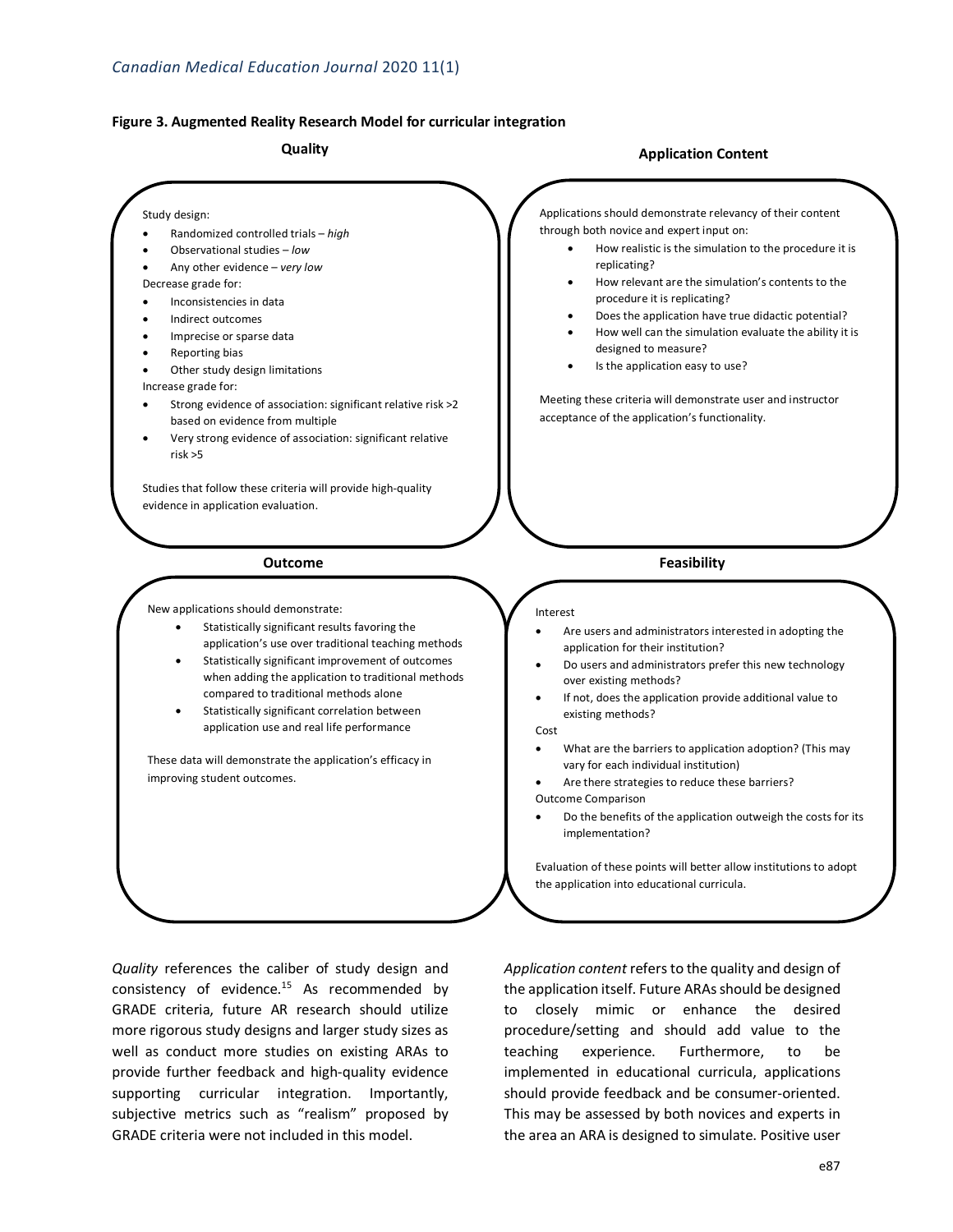**Figure 3. Augmented Reality Research Model for curricular integration**

**Quality**

Study design:

- Randomized controlled trials – *high*
- Observational studies – *low*
- Any other evidence – *very low*

Decrease grade for:

- Inconsistencies in data
- Indirect outcomes
- Imprecise or sparse data
- Reporting bias
- Other study design limitations

Increase grade for:

- Strong evidence of association: significant relative risk >2 based on evidence from multiple
- Very strong evidence of association: significant relative risk >5

Studies that follow these criteria will provide high-quality evidence in application evaluation.

**Application Content**

Applications should demonstrate relevancy of their content through both novice and expert input on:

- How realistic is the simulation to the procedure it is replicating?
- How relevant are the simulation's contents to the procedure it is replicating?
- Does the application have true didactic potential?
- How well can the simulation evaluate the ability it is designed to measure?
- Is the application easy to use?

Meeting these criteria will demonstrate user and instructor acceptance of the application's functionality.

**Outcome**

New applications should demonstrate:

- Statistically significant results favoring the application's use over traditional teaching methods
- Statistically significant improvement of outcomes when adding the application to traditional methods compared to traditional methods alone
- Statistically significant correlation between application use and real life performance

These data will demonstrate the application's efficacy in improving student outcomes.

**Feasibility**

Interest

- Are users and administrators interested in adopting the application for their institution?
- Do users and administrators prefer this new technology over existing methods?
- If not, does the application provide additional value to existing methods?

Cost

- What are the barriers to application adoption? (This may vary for each individual institution)
- Are there strategies to reduce these barriers?

Outcome Comparison

- Do the benefits of the application outweigh the costs for its implementation?

Evaluation of these points will better allow institutions to adopt the application into educational curricula.

*Quality* references the caliber of study design and consistency of evidence.[15] As recommended by GRADE criteria, future AR research should utilize more rigorous study designs and larger study sizes as well as conduct more studies on existing ARAs to provide further feedback and high-quality evidence supporting curricular integration. Importantly, subjective metrics such as "realism" proposed by GRADE criteria were not included in this model.

*Application content* refers to the quality and design of the application itself. Future ARAs should be designed to closely mimic or enhance the desired procedure/setting and should add value to the teaching experience. Furthermore, to be implemented in educational curricula, applications should provide feedback and be consumer-oriented. This may be assessed by both novices and experts in the area an ARA is designed to simulate. Positive user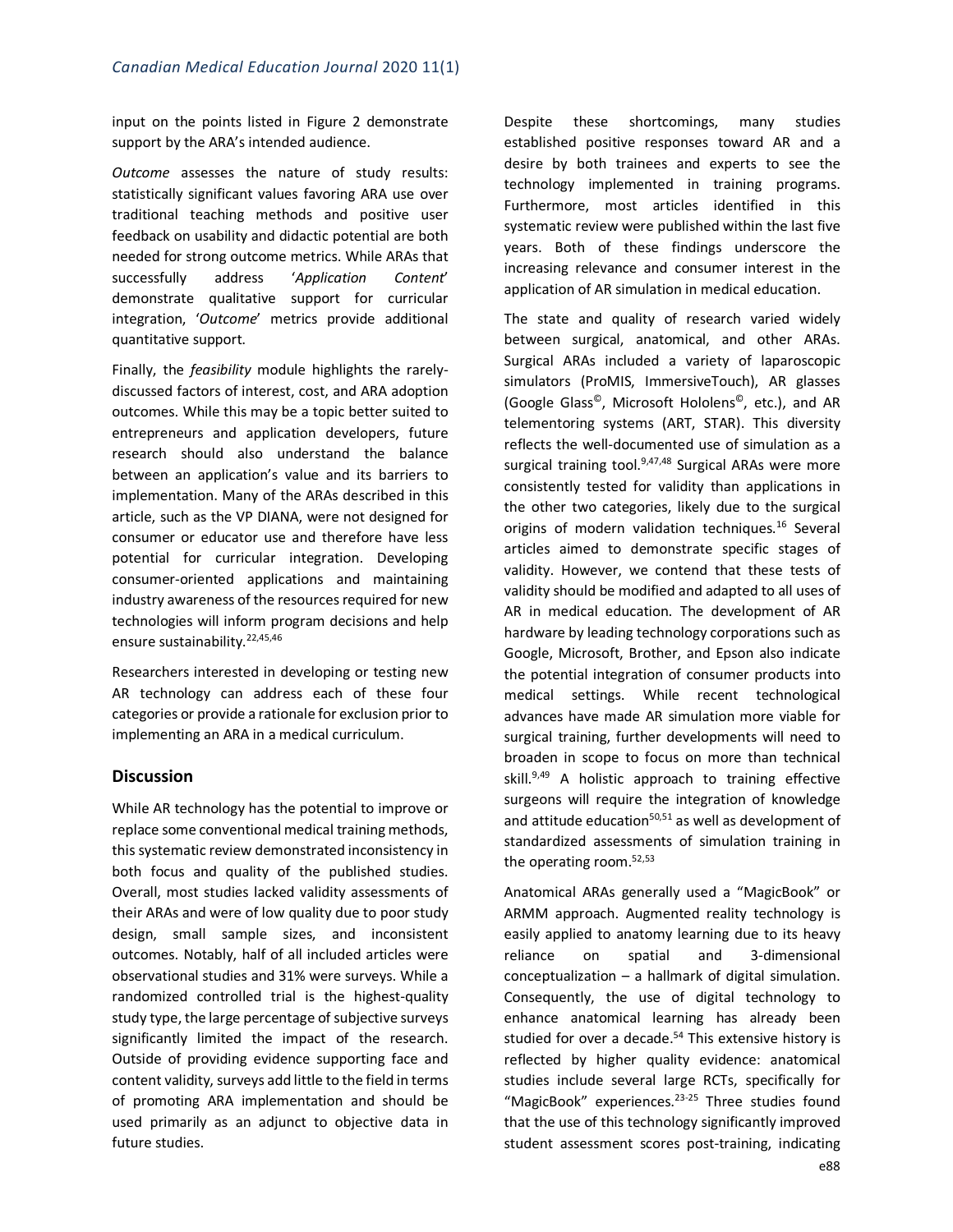input on the points listed in Figure 2 demonstrate support by the ARA's intended audience.

*Outcome* assesses the nature of study results: statistically significant values favoring ARA use over traditional teaching methods and positive user feedback on usability and didactic potential are both needed for strong outcome metrics. While ARAs that successfully address '*Application Content*' demonstrate qualitative support for curricular integration, '*Outcome*' metrics provide additional quantitative support.

Finally, the *feasibility* module highlights the rarely-discussed factors of interest, cost, and ARA adoption outcomes. While this may be a topic better suited to entrepreneurs and application developers, future research should also understand the balance between an application's value and its barriers to implementation. Many of the ARAs described in this article, such as the VP DIANA, were not designed for consumer or educator use and therefore have less potential for curricular integration. Developing consumer-oriented applications and maintaining industry awareness of the resources required for new technologies will inform program decisions and help ensure sustainability.[22,45,46]

Researchers interested in developing or testing new AR technology can address each of these four categories or provide a rationale for exclusion prior to implementing an ARA in a medical curriculum.

## Discussion

While AR technology has the potential to improve or replace some conventional medical training methods, this systematic review demonstrated inconsistency in both focus and quality of the published studies. Overall, most studies lacked validity assessments of their ARAs and were of low quality due to poor study design, small sample sizes, and inconsistent outcomes. Notably, half of all included articles were observational studies and 31% were surveys. While a randomized controlled trial is the highest-quality study type, the large percentage of subjective surveys significantly limited the impact of the research. Outside of providing evidence supporting face and content validity, surveys add little to the field in terms of promoting ARA implementation and should be used primarily as an adjunct to objective data in future studies.

Despite these shortcomings, many studies established positive responses toward AR and a desire by both trainees and experts to see the technology implemented in training programs. Furthermore, most articles identified in this systematic review were published within the last five years. Both of these findings underscore the increasing relevance and consumer interest in the application of AR simulation in medical education.

The state and quality of research varied widely between surgical, anatomical, and other ARAs. Surgical ARAs included a variety of laparoscopic simulators (ProMIS, ImmersiveTouch), AR glasses (Google Glass©, Microsoft Hololens©, etc.), and AR telementoring systems (ART, STAR). This diversity reflects the well-documented use of simulation as a surgical training tool.[9,47,48] Surgical ARAs were more consistently tested for validity than applications in the other two categories, likely due to the surgical origins of modern validation techniques.[16] Several articles aimed to demonstrate specific stages of validity. However, we contend that these tests of validity should be modified and adapted to all uses of AR in medical education. The development of AR hardware by leading technology corporations such as Google, Microsoft, Brother, and Epson also indicate the potential integration of consumer products into medical settings. While recent technological advances have made AR simulation more viable for surgical training, further developments will need to broaden in scope to focus on more than technical skill.[9,49] A holistic approach to training effective surgeons will require the integration of knowledge and attitude education[50,51] as well as development of standardized assessments of simulation training in the operating room.[52,53]

Anatomical ARAs generally used a "MagicBook" or ARMM approach. Augmented reality technology is easily applied to anatomy learning due to its heavy reliance on spatial and 3-dimensional conceptualization – a hallmark of digital simulation. Consequently, the use of digital technology to enhance anatomical learning has already been studied for over a decade.[54] This extensive history is reflected by higher quality evidence: anatomical studies include several large RCTs, specifically for "MagicBook" experiences.[23-25] Three studies found that the use of this technology significantly improved student assessment scores post-training, indicating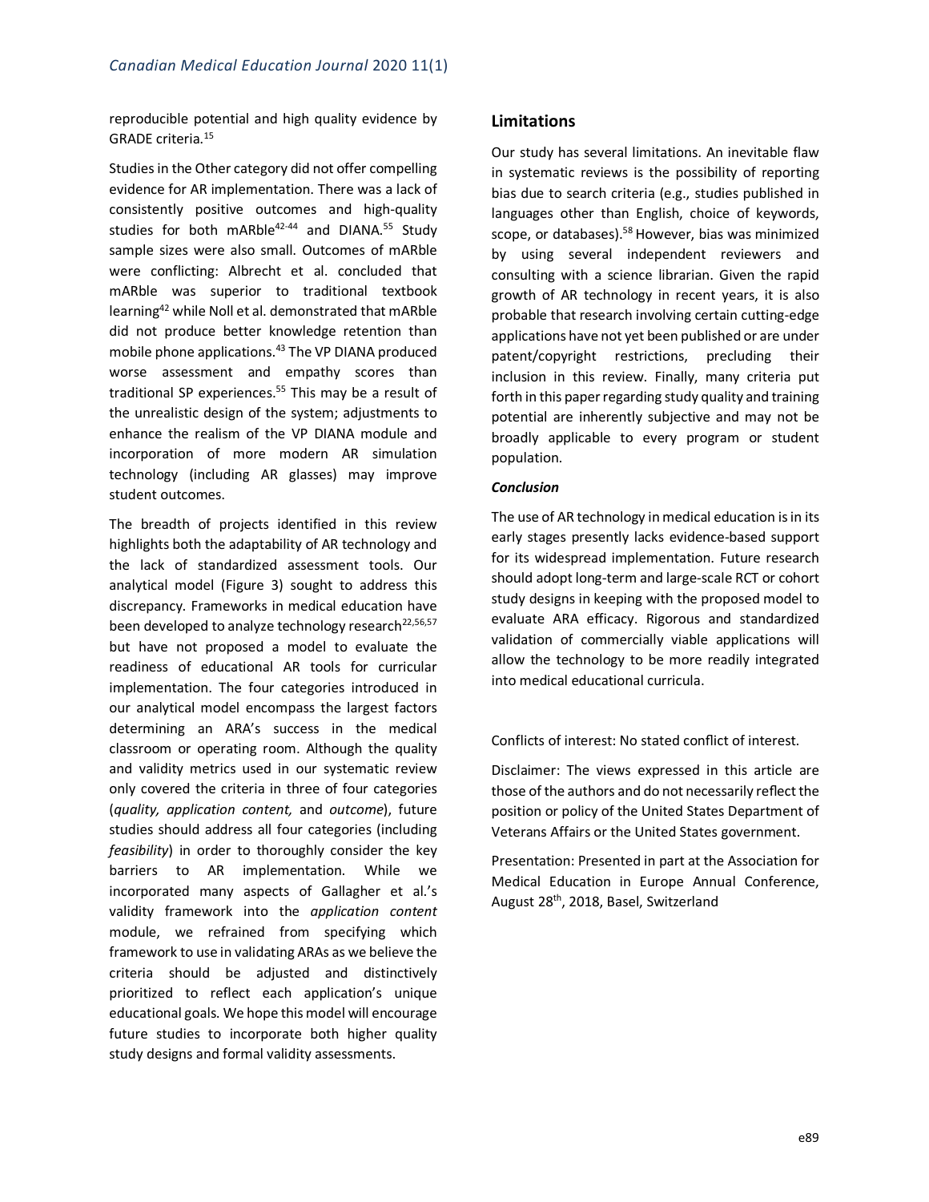reproducible potential and high quality evidence by GRADE criteria.[15]

Studies in the Other category did not offer compelling evidence for AR implementation. There was a lack of consistently positive outcomes and high-quality studies for both mARble[42-44] and DIANA.[55] Study sample sizes were also small. Outcomes of mARble were conflicting: Albrecht et al. concluded that mARble was superior to traditional textbook learning[42] while Noll et al. demonstrated that mARble did not produce better knowledge retention than mobile phone applications.[43] The VP DIANA produced worse assessment and empathy scores than traditional SP experiences.[55] This may be a result of the unrealistic design of the system; adjustments to enhance the realism of the VP DIANA module and incorporation of more modern AR simulation technology (including AR glasses) may improve student outcomes.

The breadth of projects identified in this review highlights both the adaptability of AR technology and the lack of standardized assessment tools. Our analytical model (Figure 3) sought to address this discrepancy. Frameworks in medical education have been developed to analyze technology research[22,56,57] but have not proposed a model to evaluate the readiness of educational AR tools for curricular implementation. The four categories introduced in our analytical model encompass the largest factors determining an ARA's success in the medical classroom or operating room. Although the quality and validity metrics used in our systematic review only covered the criteria in three of four categories (*quality, application content,* and *outcome*), future studies should address all four categories (including *feasibility*) in order to thoroughly consider the key barriers to AR implementation. While we incorporated many aspects of Gallagher et al.'s validity framework into the *application content* module, we refrained from specifying which framework to use in validating ARAs as we believe the criteria should be adjusted and distinctively prioritized to reflect each application's unique educational goals. We hope this model will encourage future studies to incorporate both higher quality study designs and formal validity assessments.

## Limitations

Our study has several limitations. An inevitable flaw in systematic reviews is the possibility of reporting bias due to search criteria (e.g., studies published in languages other than English, choice of keywords, scope, or databases).[58] However, bias was minimized by using several independent reviewers and consulting with a science librarian. Given the rapid growth of AR technology in recent years, it is also probable that research involving certain cutting-edge applications have not yet been published or are under patent/copyright restrictions, precluding their inclusion in this review. Finally, many criteria put forth in this paper regarding study quality and training potential are inherently subjective and may not be broadly applicable to every program or student population.

### *Conclusion*

The use of AR technology in medical education is in its early stages presently lacks evidence-based support for its widespread implementation. Future research should adopt long-term and large-scale RCT or cohort study designs in keeping with the proposed model to evaluate ARA efficacy. Rigorous and standardized validation of commercially viable applications will allow the technology to be more readily integrated into medical educational curricula.

Conflicts of interest: No stated conflict of interest.

Disclaimer: The views expressed in this article are those of the authors and do not necessarily reflect the position or policy of the United States Department of Veterans Affairs or the United States government.

Presentation: Presented in part at the Association for Medical Education in Europe Annual Conference, August 28th, 2018, Basel, Switzerland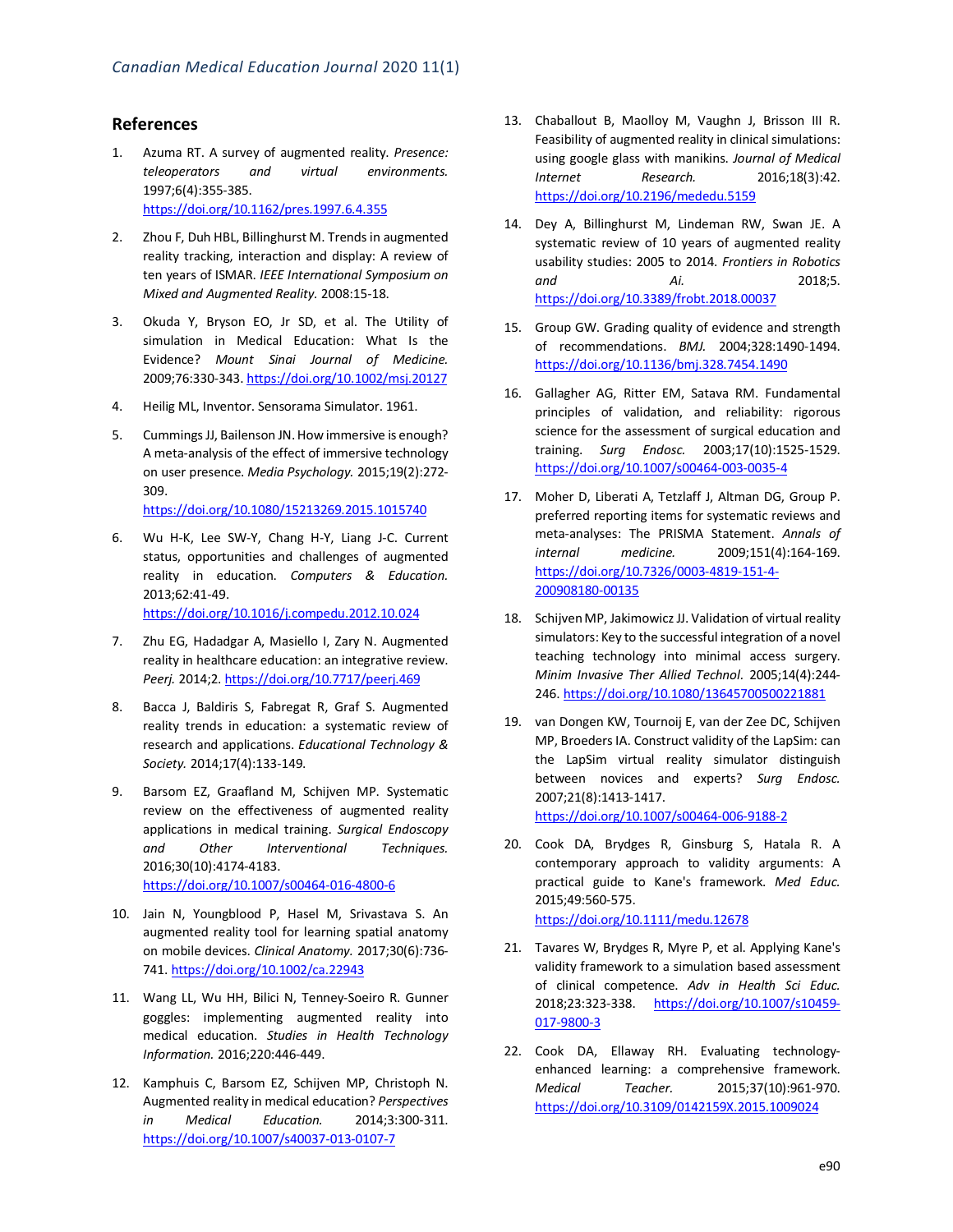## References

1. Azuma RT. A survey of augmented reality. *Presence: teleoperators and virtual environments.* 1997;6(4):355-385. https://doi.org/10.1162/pres.1997.6.4.355

2. Zhou F, Duh HBL, Billinghurst M. Trends in augmented reality tracking, interaction and display: A review of ten years of ISMAR. *IEEE International Symposium on Mixed and Augmented Reality.* 2008:15-18.

3. Okuda Y, Bryson EO, Jr SD, et al. The Utility of simulation in Medical Education: What Is the Evidence? *Mount Sinai Journal of Medicine.* 2009;76:330-343. https://doi.org/10.1002/msj.20127

4. Heilig ML, Inventor. Sensorama Simulator. 1961.

5. Cummings JJ, Bailenson JN. How immersive is enough? A meta-analysis of the effect of immersive technology on user presence. *Media Psychology.* 2015;19(2):272-309. https://doi.org/10.1080/15213269.2015.1015740

6. Wu H-K, Lee SW-Y, Chang H-Y, Liang J-C. Current status, opportunities and challenges of augmented reality in education. *Computers & Education.* 2013;62:41-49. https://doi.org/10.1016/j.compedu.2012.10.024

7. Zhu EG, Hadadgar A, Masiello I, Zary N. Augmented reality in healthcare education: an integrative review. *Peerj.* 2014;2. https://doi.org/10.7717/peerj.469

8. Bacca J, Baldiris S, Fabregat R, Graf S. Augmented reality trends in education: a systematic review of research and applications. *Educational Technology & Society.* 2014;17(4):133-149.

9. Barsom EZ, Graafland M, Schijven MP. Systematic review on the effectiveness of augmented reality applications in medical training. *Surgical Endoscopy and Other Interventional Techniques.* 2016;30(10):4174-4183. https://doi.org/10.1007/s00464-016-4800-6

10. Jain N, Youngblood P, Hasel M, Srivastava S. An augmented reality tool for learning spatial anatomy on mobile devices. *Clinical Anatomy.* 2017;30(6):736-741. https://doi.org/10.1002/ca.22943

11. Wang LL, Wu HH, Bilici N, Tenney-Soeiro R. Gunner goggles: implementing augmented reality into medical education. *Studies in Health Technology Information.* 2016;220:446-449.

12. Kamphuis C, Barsom EZ, Schijven MP, Christoph N. Augmented reality in medical education? *Perspectives in Medical Education.* 2014;3:300-311. https://doi.org/10.1007/s40037-013-0107-7

13. Chaballout B, Maolloy M, Vaughn J, Brisson III R. Feasibility of augmented reality in clinical simulations: using google glass with manikins. *Journal of Medical Internet Research.* 2016;18(3):42. https://doi.org/10.2196/mededu.5159

14. Dey A, Billinghurst M, Lindeman RW, Swan JE. A systematic review of 10 years of augmented reality usability studies: 2005 to 2014. *Frontiers in Robotics and Ai.* 2018;5. https://doi.org/10.3389/frobt.2018.00037

15. Group GW. Grading quality of evidence and strength of recommendations. *BMJ.* 2004;328:1490-1494. https://doi.org/10.1136/bmj.328.7454.1490

16. Gallagher AG, Ritter EM, Satava RM. Fundamental principles of validation, and reliability: rigorous science for the assessment of surgical education and training. *Surg Endosc.* 2003;17(10):1525-1529. https://doi.org/10.1007/s00464-003-0035-4

17. Moher D, Liberati A, Tetzlaff J, Altman DG, Group P. preferred reporting items for systematic reviews and meta-analyses: The PRISMA Statement. *Annals of internal medicine.* 2009;151(4):164-169. https://doi.org/10.7326/0003-4819-151-4-200908180-00135

18. Schijven MP, Jakimowicz JJ. Validation of virtual reality simulators: Key to the successful integration of a novel teaching technology into minimal access surgery. *Minim Invasive Ther Allied Technol.* 2005;14(4):244-246. https://doi.org/10.1080/13645700500221881

19. van Dongen KW, Tournoij E, van der Zee DC, Schijven MP, Broeders IA. Construct validity of the LapSim: can the LapSim virtual reality simulator distinguish between novices and experts? *Surg Endosc.* 2007;21(8):1413-1417. https://doi.org/10.1007/s00464-006-9188-2

20. Cook DA, Brydges R, Ginsburg S, Hatala R. A contemporary approach to validity arguments: A practical guide to Kane's framework. *Med Educ.* 2015;49:560-575. https://doi.org/10.1111/medu.12678

21. Tavares W, Brydges R, Myre P, et al. Applying Kane's validity framework to a simulation based assessment of clinical competence. *Adv in Health Sci Educ.* 2018;23:323-338. https://doi.org/10.1007/s10459-017-9800-3

22. Cook DA, Ellaway RH. Evaluating technology-enhanced learning: a comprehensive framework. *Medical Teacher.* 2015;37(10):961-970. https://doi.org/10.3109/0142159X.2015.1009024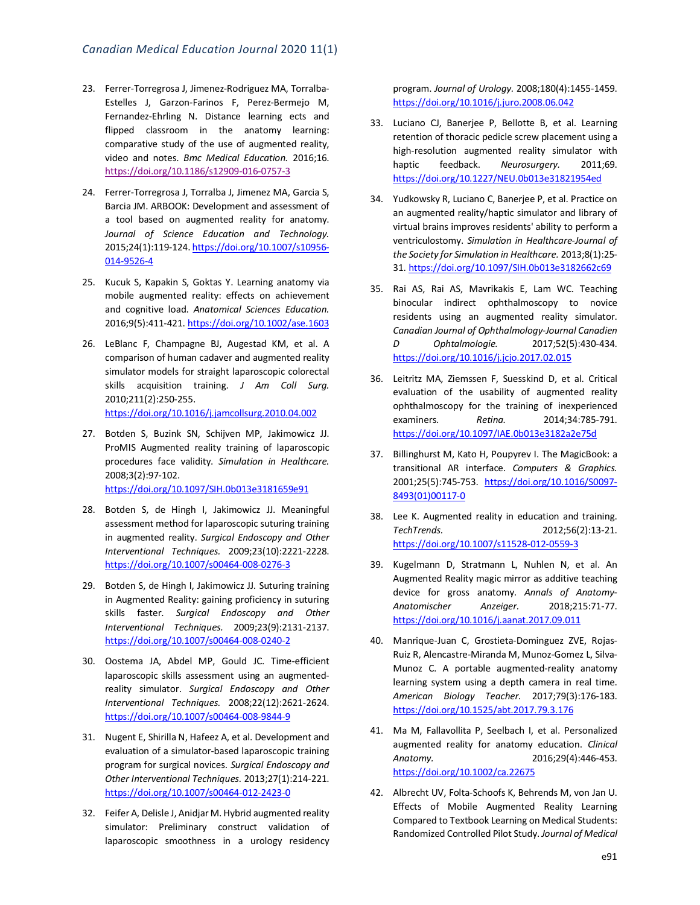23. Ferrer-Torregrosa J, Jimenez-Rodriguez MA, Torralba-Estelles J, Garzon-Farinos F, Perez-Bermejo M, Fernandez-Ehrling N. Distance learning ects and flipped classroom in the anatomy learning: comparative study of the use of augmented reality, video and notes. *Bmc Medical Education.* 2016;16. https://doi.org/10.1186/s12909-016-0757-3

24. Ferrer-Torregrosa J, Torralba J, Jimenez MA, Garcia S, Barcia JM. ARBOOK: Development and assessment of a tool based on augmented reality for anatomy. *Journal of Science Education and Technology.* 2015;24(1):119-124. https://doi.org/10.1007/s10956-014-9526-4

25. Kucuk S, Kapakin S, Goktas Y. Learning anatomy via mobile augmented reality: effects on achievement and cognitive load. *Anatomical Sciences Education.* 2016;9(5):411-421. https://doi.org/10.1002/ase.1603

26. LeBlanc F, Champagne BJ, Augestad KM, et al. A comparison of human cadaver and augmented reality simulator models for straight laparoscopic colorectal skills acquisition training. *J Am Coll Surg.* 2010;211(2):250-255. https://doi.org/10.1016/j.jamcollsurg.2010.04.002

27. Botden S, Buzink SN, Schijven MP, Jakimowicz JJ. ProMIS Augmented reality training of laparoscopic procedures face validity. *Simulation in Healthcare.* 2008;3(2):97-102. https://doi.org/10.1097/SIH.0b013e3181659e91

28. Botden S, de Hingh I, Jakimowicz JJ. Meaningful assessment method for laparoscopic suturing training in augmented reality. *Surgical Endoscopy and Other Interventional Techniques.* 2009;23(10):2221-2228. https://doi.org/10.1007/s00464-008-0276-3

29. Botden S, de Hingh I, Jakimowicz JJ. Suturing training in Augmented Reality: gaining proficiency in suturing skills faster. *Surgical Endoscopy and Other Interventional Techniques.* 2009;23(9):2131-2137. https://doi.org/10.1007/s00464-008-0240-2

30. Oostema JA, Abdel MP, Gould JC. Time-efficient laparoscopic skills assessment using an augmented-reality simulator. *Surgical Endoscopy and Other Interventional Techniques.* 2008;22(12):2621-2624. https://doi.org/10.1007/s00464-008-9844-9

31. Nugent E, Shirilla N, Hafeez A, et al. Development and evaluation of a simulator-based laparoscopic training program for surgical novices. *Surgical Endoscopy and Other Interventional Techniques.* 2013;27(1):214-221. https://doi.org/10.1007/s00464-012-2423-0

32. Feifer A, Delisle J, Anidjar M. Hybrid augmented reality simulator: Preliminary construct validation of laparoscopic smoothness in a urology residency program. *Journal of Urology.* 2008;180(4):1455-1459. https://doi.org/10.1016/j.juro.2008.06.042

33. Luciano CJ, Banerjee P, Bellotte B, et al. Learning retention of thoracic pedicle screw placement using a high-resolution augmented reality simulator with haptic feedback. *Neurosurgery.* 2011;69. https://doi.org/10.1227/NEU.0b013e31821954ed

34. Yudkowsky R, Luciano C, Banerjee P, et al. Practice on an augmented reality/haptic simulator and library of virtual brains improves residents' ability to perform a ventriculostomy. *Simulation in Healthcare-Journal of the Society for Simulation in Healthcare.* 2013;8(1):25-31. https://doi.org/10.1097/SIH.0b013e3182662c69

35. Rai AS, Rai AS, Mavrikakis E, Lam WC. Teaching binocular indirect ophthalmoscopy to novice residents using an augmented reality simulator. *Canadian Journal of Ophthalmology-Journal Canadien D Ophtalmologie.* 2017;52(5):430-434. https://doi.org/10.1016/j.jcjo.2017.02.015

36. Leitritz MA, Ziemssen F, Suesskind D, et al. Critical evaluation of the usability of augmented reality ophthalmoscopy for the training of inexperienced examiners. *Retina.* 2014;34:785-791. https://doi.org/10.1097/IAE.0b013e3182a2e75d

37. Billinghurst M, Kato H, Poupyrev I. The MagicBook: a transitional AR interface. *Computers & Graphics.* 2001;25(5):745-753. https://doi.org/10.1016/S0097-8493(01)00117-0

38. Lee K. Augmented reality in education and training. *TechTrends.* 2012;56(2):13-21. https://doi.org/10.1007/s11528-012-0559-3

39. Kugelmann D, Stratmann L, Nuhlen N, et al. An Augmented Reality magic mirror as additive teaching device for gross anatomy. *Annals of Anatomy-Anatomischer Anzeiger.* 2018;215:71-77. https://doi.org/10.1016/j.aanat.2017.09.011

40. Manrique-Juan C, Grostieta-Dominguez ZVE, Rojas-Ruiz R, Alencastre-Miranda M, Munoz-Gomez L, Silva-Munoz C. A portable augmented-reality anatomy learning system using a depth camera in real time. *American Biology Teacher.* 2017;79(3):176-183. https://doi.org/10.1525/abt.2017.79.3.176

41. Ma M, Fallavollita P, Seelbach I, et al. Personalized augmented reality for anatomy education. *Clinical Anatomy.* 2016;29(4):446-453. https://doi.org/10.1002/ca.22675

42. Albrecht UV, Folta-Schoofs K, Behrends M, von Jan U. Effects of Mobile Augmented Reality Learning Compared to Textbook Learning on Medical Students: Randomized Controlled Pilot Study. *Journal of Medical*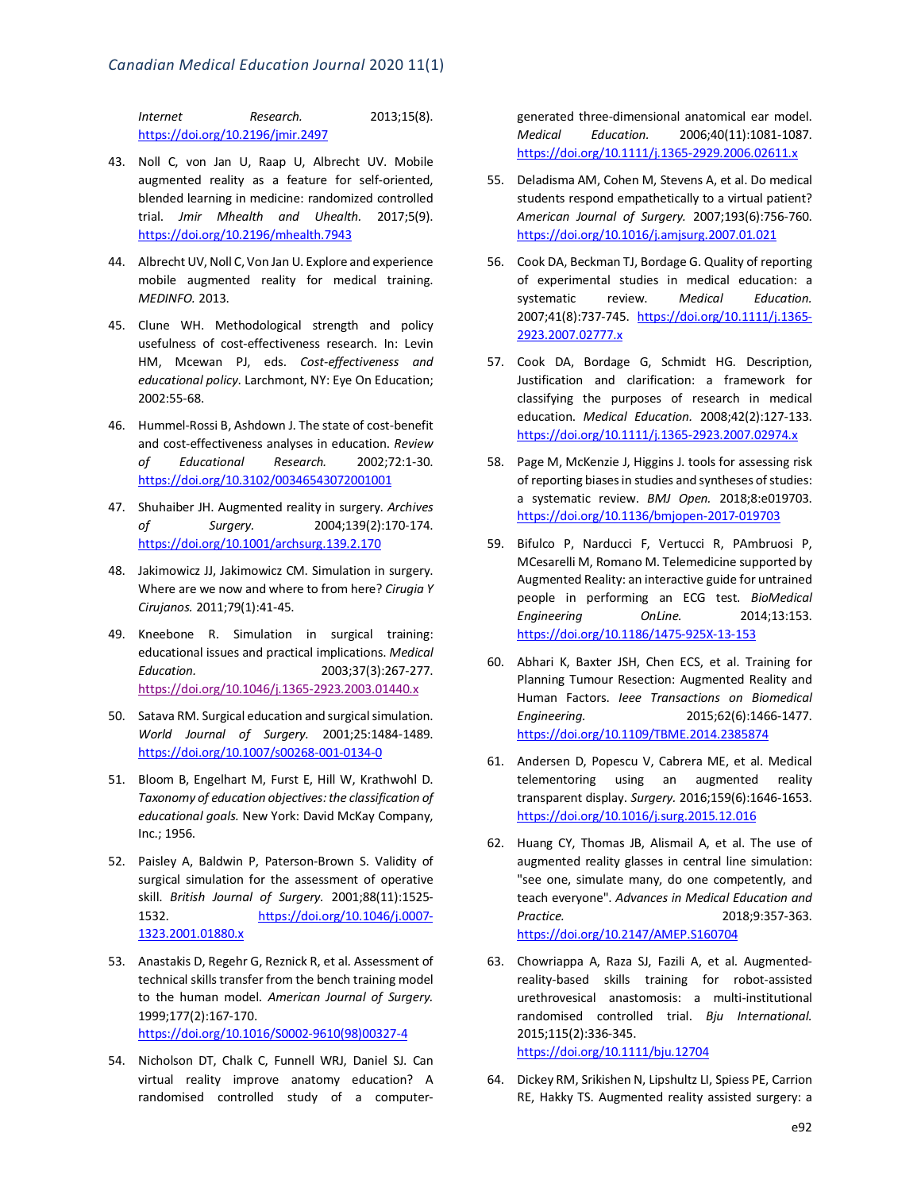*Internet Research.* 2013;15(8). https://doi.org/10.2196/jmir.2497

43. Noll C, von Jan U, Raap U, Albrecht UV. Mobile augmented reality as a feature for self-oriented, blended learning in medicine: randomized controlled trial. *Jmir Mhealth and Uhealth.* 2017;5(9). https://doi.org/10.2196/mhealth.7943

44. Albrecht UV, Noll C, Von Jan U. Explore and experience mobile augmented reality for medical training. *MEDINFO.* 2013.

45. Clune WH. Methodological strength and policy usefulness of cost-effectiveness research. In: Levin HM, Mcewan PJ, eds. *Cost-effectiveness and educational policy*. Larchmont, NY: Eye On Education; 2002:55-68.

46. Hummel-Rossi B, Ashdown J. The state of cost-benefit and cost-effectiveness analyses in education. *Review of Educational Research.* 2002;72:1-30. https://doi.org/10.3102/00346543072001001

47. Shuhaiber JH. Augmented reality in surgery. *Archives of Surgery.* 2004;139(2):170-174. https://doi.org/10.1001/archsurg.139.2.170

48. Jakimowicz JJ, Jakimowicz CM. Simulation in surgery. Where are we now and where to from here? *Cirugia Y Cirujanos.* 2011;79(1):41-45.

49. Kneebone R. Simulation in surgical training: educational issues and practical implications. *Medical Education.* 2003;37(3):267-277. https://doi.org/10.1046/j.1365-2923.2003.01440.x

50. Satava RM. Surgical education and surgical simulation. *World Journal of Surgery.* 2001;25:1484-1489. https://doi.org/10.1007/s00268-001-0134-0

51. Bloom B, Engelhart M, Furst E, Hill W, Krathwohl D. *Taxonomy of education objectives: the classification of educational goals.* New York: David McKay Company, Inc.; 1956.

52. Paisley A, Baldwin P, Paterson-Brown S. Validity of surgical simulation for the assessment of operative skill. *British Journal of Surgery.* 2001;88(11):1525-1532. https://doi.org/10.1046/j.0007-1323.2001.01880.x

53. Anastakis D, Regehr G, Reznick R, et al. Assessment of technical skills transfer from the bench training model to the human model. *American Journal of Surgery.* 1999;177(2):167-170. https://doi.org/10.1016/S0002-9610(98)00327-4

54. Nicholson DT, Chalk C, Funnell WRJ, Daniel SJ. Can virtual reality improve anatomy education? A randomised controlled study of a computer-generated three-dimensional anatomical ear model. *Medical Education.* 2006;40(11):1081-1087. https://doi.org/10.1111/j.1365-2929.2006.02611.x

55. Deladisma AM, Cohen M, Stevens A, et al. Do medical students respond empathetically to a virtual patient? *American Journal of Surgery.* 2007;193(6):756-760. https://doi.org/10.1016/j.amjsurg.2007.01.021

56. Cook DA, Beckman TJ, Bordage G. Quality of reporting of experimental studies in medical education: a systematic review. *Medical Education.* 2007;41(8):737-745. https://doi.org/10.1111/j.1365-2923.2007.02777.x

57. Cook DA, Bordage G, Schmidt HG. Description, Justification and clarification: a framework for classifying the purposes of research in medical education. *Medical Education.* 2008;42(2):127-133. https://doi.org/10.1111/j.1365-2923.2007.02974.x

58. Page M, McKenzie J, Higgins J. tools for assessing risk of reporting biases in studies and syntheses of studies: a systematic review. *BMJ Open.* 2018;8:e019703. https://doi.org/10.1136/bmjopen-2017-019703

59. Bifulco P, Narducci F, Vertucci R, PAmbruosi P, MCesarelli M, Romano M. Telemedicine supported by Augmented Reality: an interactive guide for untrained people in performing an ECG test. *BioMedical Engineering OnLine.* 2014;13:153. https://doi.org/10.1186/1475-925X-13-153

60. Abhari K, Baxter JSH, Chen ECS, et al. Training for Planning Tumour Resection: Augmented Reality and Human Factors. *Ieee Transactions on Biomedical Engineering.* 2015;62(6):1466-1477. https://doi.org/10.1109/TBME.2014.2385874

61. Andersen D, Popescu V, Cabrera ME, et al. Medical telementoring using an augmented reality transparent display. *Surgery.* 2016;159(6):1646-1653. https://doi.org/10.1016/j.surg.2015.12.016

62. Huang CY, Thomas JB, Alismail A, et al. The use of augmented reality glasses in central line simulation: "see one, simulate many, do one competently, and teach everyone". *Advances in Medical Education and Practice.* 2018;9:357-363. https://doi.org/10.2147/AMEP.S160704

63. Chowriappa A, Raza SJ, Fazili A, et al. Augmented-reality-based skills training for robot-assisted urethrovesical anastomosis: a multi-institutional randomised controlled trial. *Bju International.* 2015;115(2):336-345. https://doi.org/10.1111/bju.12704

64. Dickey RM, Srikishen N, Lipshultz LI, Spiess PE, Carrion RE, Hakky TS. Augmented reality assisted surgery: a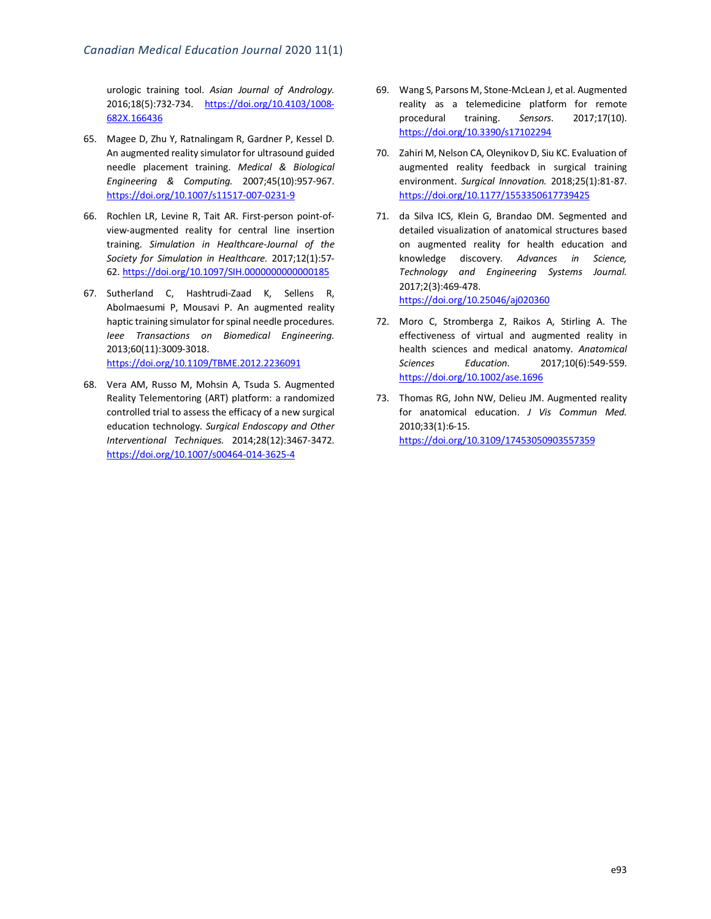urologic training tool. *Asian Journal of Andrology.* 2016;18(5):732-734. https://doi.org/10.4103/1008-682X.166436

65. Magee D, Zhu Y, Ratnalingam R, Gardner P, Kessel D. An augmented reality simulator for ultrasound guided needle placement training. *Medical & Biological Engineering & Computing.* 2007;45(10):957-967. https://doi.org/10.1007/s11517-007-0231-9

66. Rochlen LR, Levine R, Tait AR. First-person point-of-view-augmented reality for central line insertion training. *Simulation in Healthcare-Journal of the Society for Simulation in Healthcare.* 2017;12(1):57-62. https://doi.org/10.1097/SIH.0000000000000185

67. Sutherland C, Hashtrudi-Zaad K, Sellens R, Abolmaesumi P, Mousavi P. An augmented reality haptic training simulator for spinal needle procedures. *Ieee Transactions on Biomedical Engineering.* 2013;60(11):3009-3018. https://doi.org/10.1109/TBME.2012.2236091

68. Vera AM, Russo M, Mohsin A, Tsuda S. Augmented Reality Telementoring (ART) platform: a randomized controlled trial to assess the efficacy of a new surgical education technology. *Surgical Endoscopy and Other Interventional Techniques.* 2014;28(12):3467-3472. https://doi.org/10.1007/s00464-014-3625-4

69. Wang S, Parsons M, Stone-McLean J, et al. Augmented reality as a telemedicine platform for remote procedural training. *Sensors.* 2017;17(10). https://doi.org/10.3390/s17102294

70. Zahiri M, Nelson CA, Oleynikov D, Siu KC. Evaluation of augmented reality feedback in surgical training environment. *Surgical Innovation.* 2018;25(1):81-87. https://doi.org/10.1177/1553350617739425

71. da Silva ICS, Klein G, Brandao DM. Segmented and detailed visualization of anatomical structures based on augmented reality for health education and knowledge discovery. *Advances in Science, Technology and Engineering Systems Journal.* 2017;2(3):469-478. https://doi.org/10.25046/aj020360

72. Moro C, Stromberga Z, Raikos A, Stirling A. The effectiveness of virtual and augmented reality in health sciences and medical anatomy. *Anatomical Sciences Education.* 2017;10(6):549-559. https://doi.org/10.1002/ase.1696

73. Thomas RG, John NW, Delieu JM. Augmented reality for anatomical education. *J Vis Commun Med.* 2010;33(1):6-15. https://doi.org/10.3109/17453050903557359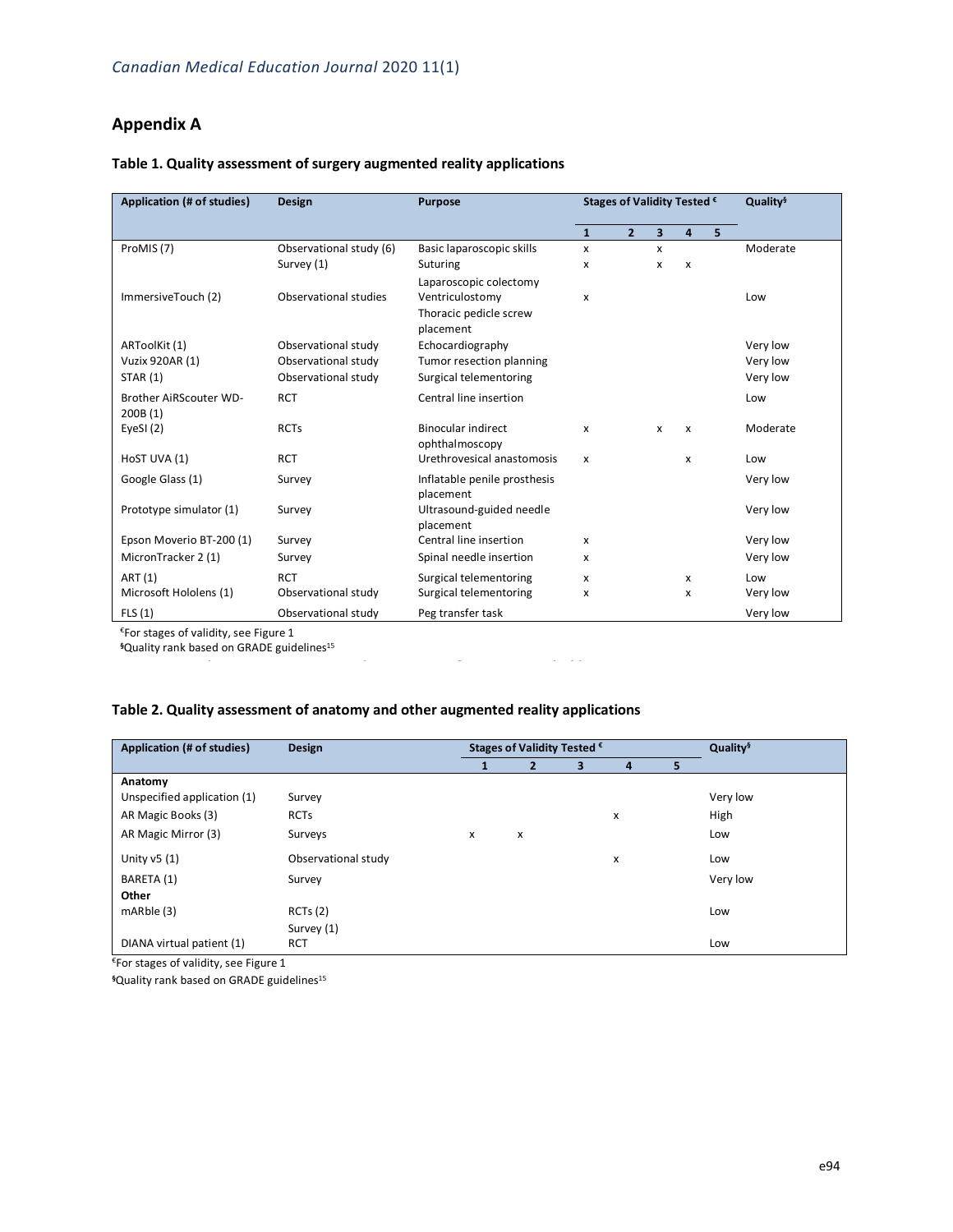## Appendix A

### Table 1. Quality assessment of surgery augmented reality applications

| Application (# of studies) | Design | Purpose | Stages of Validity Tested € | | | | | Quality§ |
|---|---|---|---|---|---|---|---|---|
| | | | 1 | 2 | 3 | 4 | 5 | |
| ProMIS (7) | Observational study (6) | Basic laparoscopic skills | x | | x | | | Moderate |
| | Survey (1) | Suturing | x | | x | x | | |
| | | Laparoscopic colectomy | | | | | | |
| ImmersiveTouch (2) | Observational studies | Ventriculostomy | x | | | | | Low |
| | | Thoracic pedicle screw placement | | | | | | |
| ARToolKit (1) | Observational study | Echocardiography | | | | | | Very low |
| Vuzix 920AR (1) | Observational study | Tumor resection planning | | | | | | Very low |
| STAR (1) | Observational study | Surgical telementoring | | | | | | Very low |
| Brother AiRScouter WD-200B (1) | RCT | Central line insertion | | | | | | Low |
| EyeSI (2) | RCTs | Binocular indirect ophthalmoscopy | x | | x | x | | Moderate |
| HoST UVA (1) | RCT | Urethrovesical anastomosis | x | | | x | | Low |
| Google Glass (1) | Survey | Inflatable penile prosthesis placement | | | | | | Very low |
| Prototype simulator (1) | Survey | Ultrasound-guided needle placement | | | | | | Very low |
| Epson Moverio BT-200 (1) | Survey | Central line insertion | x | | | | | Very low |
| MicronTracker 2 (1) | Survey | Spinal needle insertion | x | | | | | Very low |
| ART (1) | RCT | Surgical telementoring | x | | | x | | Low |
| Microsoft Hololens (1) | Observational study | Surgical telementoring | x | | | x | | Very low |
| FLS (1) | Observational study | Peg transfer task | | | | | | Very low |

€For stages of validity, see Figure 1
§Quality rank based on GRADE guidelines[15]

### Table 2. Quality assessment of anatomy and other augmented reality applications

| Application (# of studies) | Design | Stages of Validity Tested € | | | | | Quality§ |
|---|---|---|---|---|---|---|---|
| | | 1 | 2 | 3 | 4 | 5 | |
| **Anatomy** | | | | | | | |
| Unspecified application (1) | Survey | | | | | | Very low |
| AR Magic Books (3) | RCTs | | | | x | | High |
| AR Magic Mirror (3) | Surveys | x | x | | | | Low |
| Unity v5 (1) | Observational study | | | | x | | Low |
| BARETA (1) | Survey | | | | | | Very low |
| **Other** | | | | | | | |
| mARble (3) | RCTs (2) | | | | | | Low |
| | Survey (1) | | | | | | |
| DIANA virtual patient (1) | RCT | | | | | | Low |

€For stages of validity, see Figure 1
§Quality rank based on GRADE guidelines[15]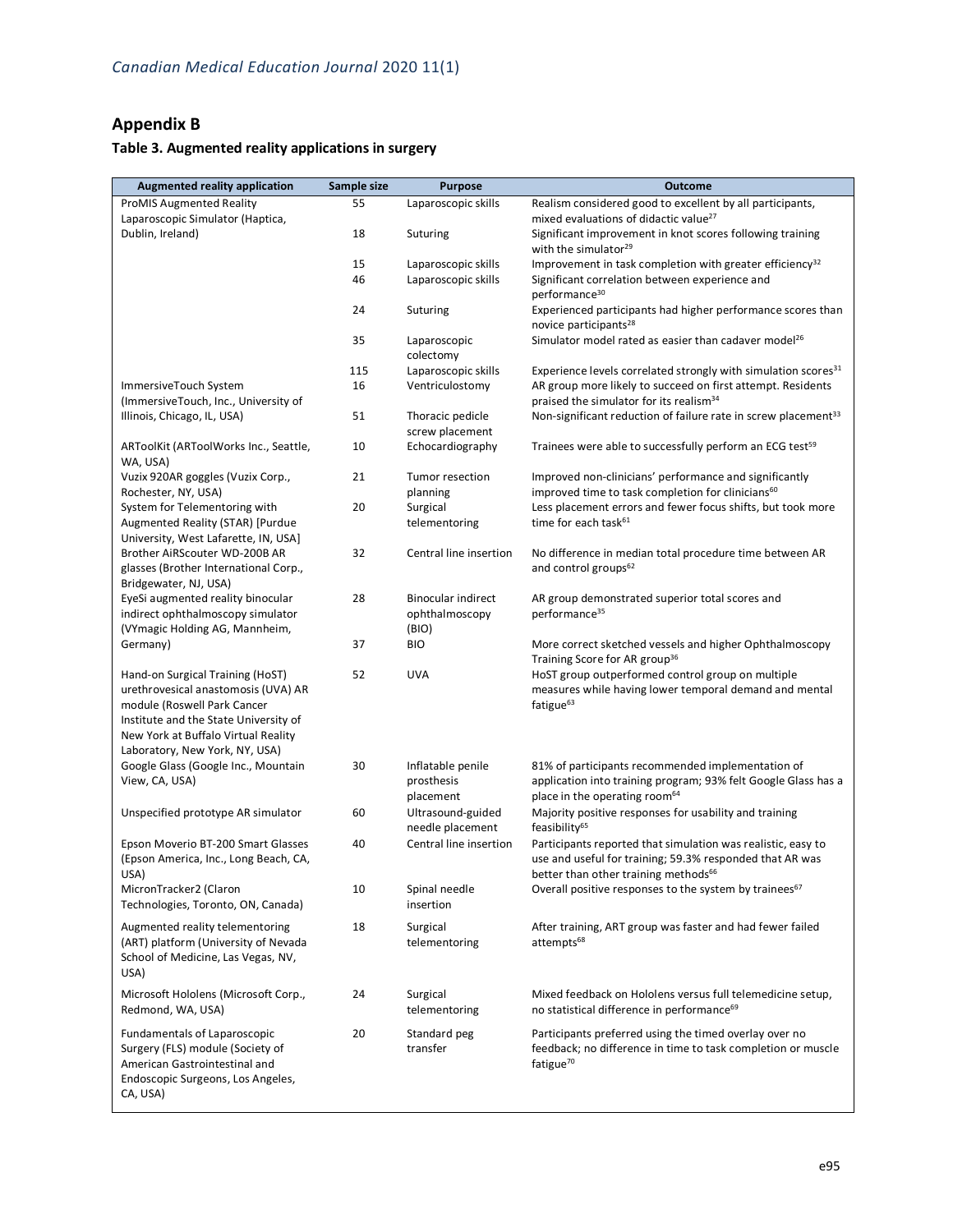## Appendix B

### Table 3. Augmented reality applications in surgery

| Augmented reality application | Sample size | Purpose | Outcome |
|---|---|---|---|
| ProMIS Augmented Reality Laparoscopic Simulator (Haptica, Dublin, Ireland) | 55 | Laparoscopic skills | Realism considered good to excellent by all participants, mixed evaluations of didactic value[27] |
| | 18 | Suturing | Significant improvement in knot scores following training with the simulator[29] |
| | 15 | Laparoscopic skills | Improvement in task completion with greater efficiency[32] |
| | 46 | Laparoscopic skills | Significant correlation between experience and performance[30] |
| | 24 | Suturing | Experienced participants had higher performance scores than novice participants[28] |
| | 35 | Laparoscopic colectomy | Simulator model rated as easier than cadaver model[26] |
| | 115 | Laparoscopic skills | Experience levels correlated strongly with simulation scores[31] |
| ImmersiveTouch System (ImmersiveTouch, Inc., University of Illinois, Chicago, IL, USA) | 16 | Ventriculostomy | AR group more likely to succeed on first attempt. Residents praised the simulator for its realism[34] |
| | 51 | Thoracic pedicle screw placement | Non-significant reduction of failure rate in screw placement[33] |
| ARToolKit (ARToolWorks Inc., Seattle, WA, USA) | 10 | Echocardiography | Trainees were able to successfully perform an ECG test[59] |
| Vuzix 920AR goggles (Vuzix Corp., Rochester, NY, USA) | 21 | Tumor resection planning | Improved non-clinicians' performance and significantly improved time to task completion for clinicians[60] |
| System for Telementoring with Augmented Reality (STAR) [Purdue University, West Lafarette, IN, USA] | 20 | Surgical telementoring | Less placement errors and fewer focus shifts, but took more time for each task[61] |
| Brother AiRScouter WD-200B AR glasses (Brother International Corp., Bridgewater, NJ, USA) | 32 | Central line insertion | No difference in median total procedure time between AR and control groups[62] |
| EyeSi augmented reality binocular indirect ophthalmoscopy simulator (VYmagic Holding AG, Mannheim, Germany) | 28 | Binocular indirect ophthalmoscopy (BIO) | AR group demonstrated superior total scores and performance[35] |
| | 37 | BIO | More correct sketched vessels and higher Ophthalmoscopy Training Score for AR group[36] |
| Hand-on Surgical Training (HoST) urethrovesical anastomosis (UVA) AR module (Roswell Park Cancer Institute and the State University of New York at Buffalo Virtual Reality Laboratory, New York, NY, USA) | 52 | UVA | HoST group outperformed control group on multiple measures while having lower temporal demand and mental fatigue[63] |
| Google Glass (Google Inc., Mountain View, CA, USA) | 30 | Inflatable penile prosthesis placement | 81% of participants recommended implementation of application into training program; 93% felt Google Glass has a place in the operating room[64] |
| Unspecified prototype AR simulator | 60 | Ultrasound-guided needle placement | Majority positive responses for usability and training feasibility[65] |
| Epson Moverio BT-200 Smart Glasses (Epson America, Inc., Long Beach, CA, USA) | 40 | Central line insertion | Participants reported that simulation was realistic, easy to use and useful for training; 59.3% responded that AR was better than other training methods[66] |
| MicronTracker2 (Claron Technologies, Toronto, ON, Canada) | 10 | Spinal needle insertion | Overall positive responses to the system by trainees[67] |
| Augmented reality telementoring (ART) platform (University of Nevada School of Medicine, Las Vegas, NV, USA) | 18 | Surgical telementoring | After training, ART group was faster and had fewer failed attempts[68] |
| Microsoft Hololens (Microsoft Corp., Redmond, WA, USA) | 24 | Surgical telementoring | Mixed feedback on Hololens versus full telemedicine setup, no statistical difference in performance[69] |
| Fundamentals of Laparoscopic Surgery (FLS) module (Society of American Gastrointestinal and Endoscopic Surgeons, Los Angeles, CA, USA) | 20 | Standard peg transfer | Participants preferred using the timed overlay over no feedback; no difference in time to task completion or muscle fatigue[70] |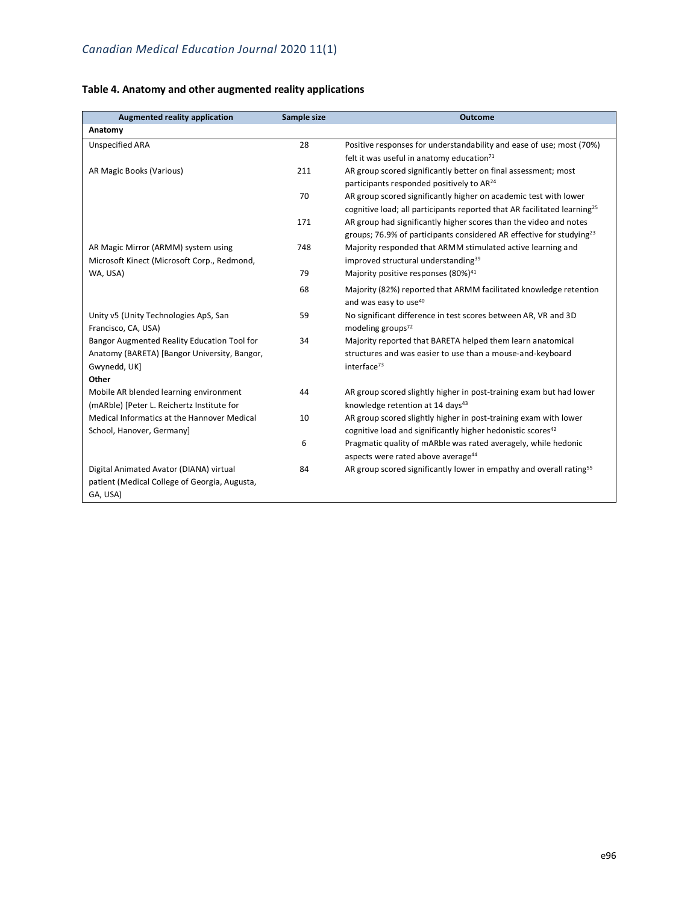**Table 4. Anatomy and other augmented reality applications**

| Augmented reality application | Sample size | Outcome |
|---|---|---|
| **Anatomy** | | |
| Unspecified ARA | 28 | Positive responses for understandability and ease of use; most (70%) felt it was useful in anatomy education[71] |
| AR Magic Books (Various) | 211 | AR group scored significantly better on final assessment; most participants responded positively to AR[24] |
| | 70 | AR group scored significantly higher on academic test with lower cognitive load; all participants reported that AR facilitated learning[25] |
| | 171 | AR group had significantly higher scores than the video and notes groups; 76.9% of participants considered AR effective for studying[23] |
| AR Magic Mirror (ARMM) system using Microsoft Kinect (Microsoft Corp., Redmond, WA, USA) | 748 | Majority responded that ARMM stimulated active learning and improved structural understanding[39] |
| | 79 | Majority positive responses (80%)[41] |
| | 68 | Majority (82%) reported that ARMM facilitated knowledge retention and was easy to use[40] |
| Unity v5 (Unity Technologies ApS, San Francisco, CA, USA) | 59 | No significant difference in test scores between AR, VR and 3D modeling groups[72] |
| Bangor Augmented Reality Education Tool for Anatomy (BARETA) [Bangor University, Bangor, Gwynedd, UK] | 34 | Majority reported that BARETA helped them learn anatomical structures and was easier to use than a mouse-and-keyboard interface[73] |
| **Other** | | |
| Mobile AR blended learning environment (mARble) [Peter L. Reichertz Institute for Medical Informatics at the Hannover Medical School, Hanover, Germany] | 44 | AR group scored slightly higher in post-training exam but had lower knowledge retention at 14 days[43] |
| | 10 | AR group scored slightly higher in post-training exam with lower cognitive load and significantly higher hedonistic scores[42] |
| | 6 | Pragmatic quality of mARble was rated averagely, while hedonic aspects were rated above average[44] |
| Digital Animated Avator (DIANA) virtual patient (Medical College of Georgia, Augusta, GA, USA) | 84 | AR group scored significantly lower in empathy and overall rating[55] |